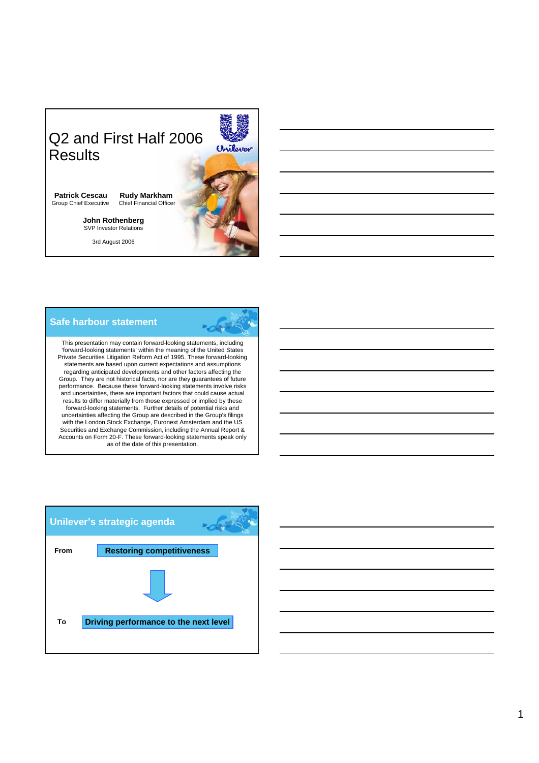# Q2 and First Half 2006 Results

**Patrick Cescau**
Group Chief Executive

**Rudy Markham**
Chief Financial Officer

**John Rothenberg**
SVP Investor Relations

3rd August 2006

## Safe harbour statement

This presentation may contain forward-looking statements, including 'forward-looking statements' within the meaning of the United States Private Securities Litigation Reform Act of 1995. These forward-looking statements are based upon current expectations and assumptions regarding anticipated developments and other factors affecting the Group. They are not historical facts, nor are they guarantees of future performance. Because these forward-looking statements involve risks and uncertainties, there are important factors that could cause actual results to differ materially from those expressed or implied by these forward-looking statements. Further details of potential risks and uncertainties affecting the Group are described in the Group's filings with the London Stock Exchange, Euronext Amsterdam and the US Securities and Exchange Commission, including the Annual Report & Accounts on Form 20-F. These forward-looking statements speak only as of the date of this presentation.

## Unilever's strategic agenda

**From** **Restoring competitiveness**

**To** **Driving performance to the next level**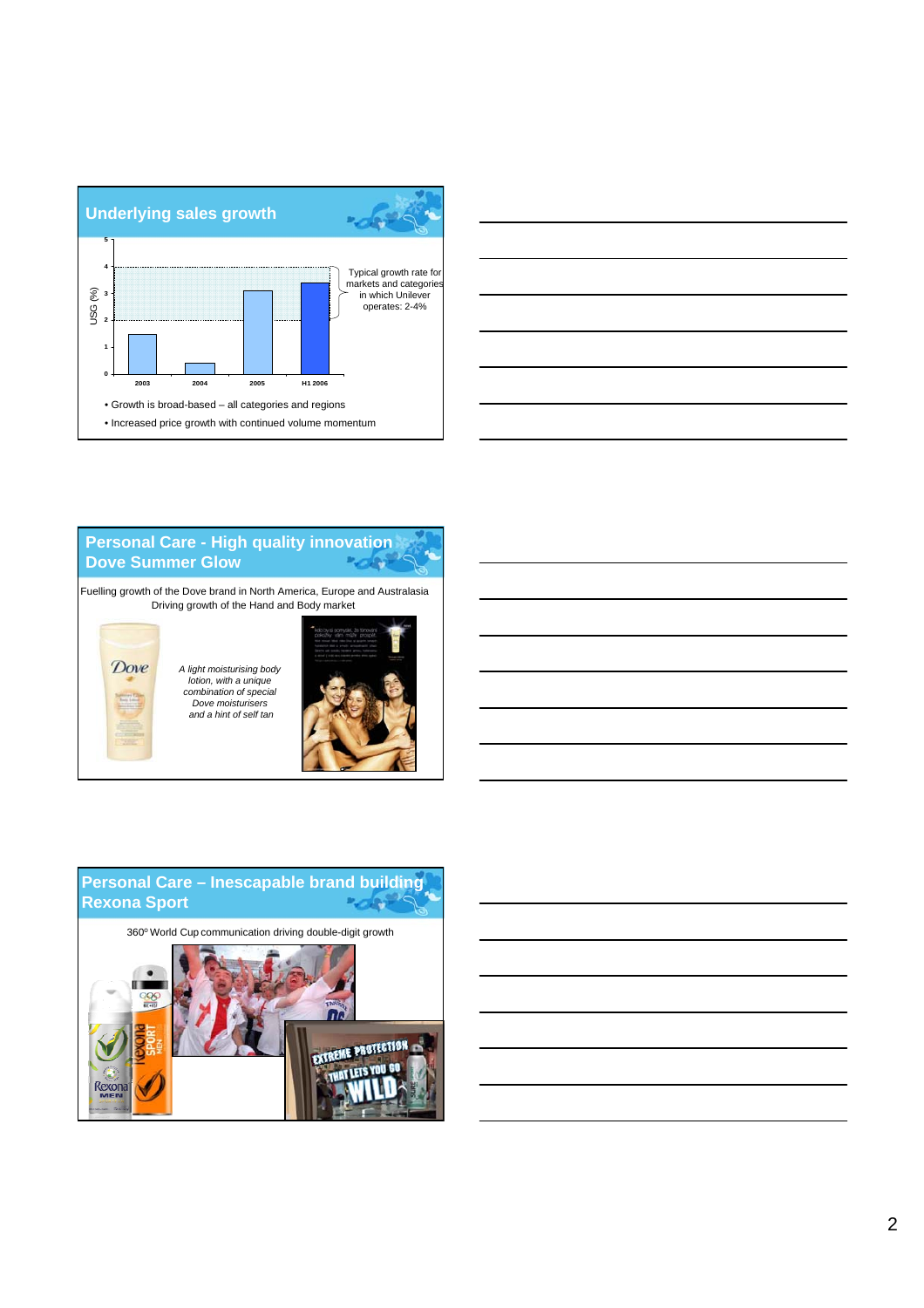## Underlying sales growth

USG (%)

| | 2003 | 2004 | 2005 | H1 2006 |
|---|---|---|---|---|

Typical growth rate for markets and categories in which Unilever operates: 2-4%

- Growth is broad-based – all categories and regions
- Increased price growth with continued volume momentum

## Personal Care - High quality innovation Dove Summer Glow

Fuelling growth of the Dove brand in North America, Europe and Australasia
Driving growth of the Hand and Body market

*A light moisturising body lotion, with a unique combination of special Dove moisturisers and a hint of self tan*

## Personal Care – Inescapable brand building Rexona Sport

360º World Cup communication driving double-digit growth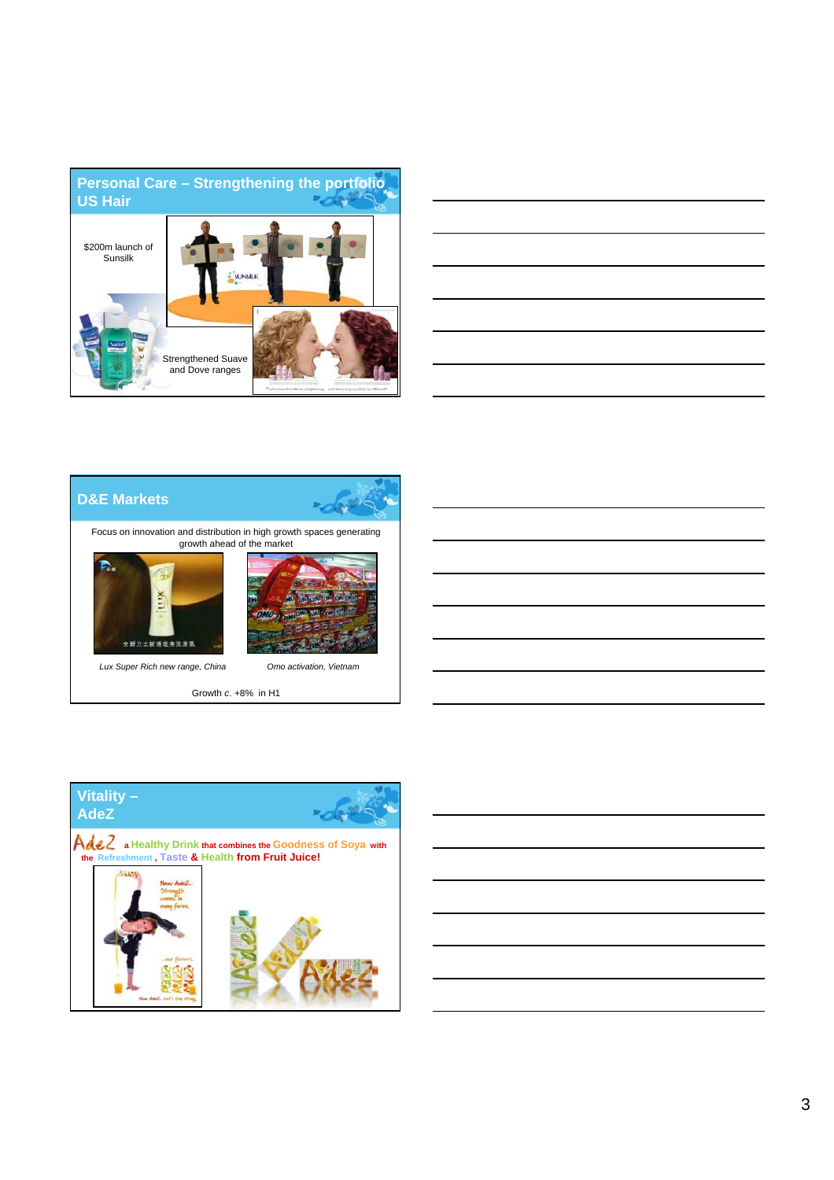## Personal Care – Strengthening the portfolio US Hair

$200m launch of Sunsilk

Strengthened Suave and Dove ranges

## D&E Markets

Focus on innovation and distribution in high growth spaces generating growth ahead of the market

*Lux Super Rich new range, China*

*Omo activation, Vietnam*

Growth *c.* +8% in H1

## Vitality – AdeZ

AdeZ a Healthy Drink that combines the Goodness of Soya with the Refreshment, Taste & Health from Fruit Juice!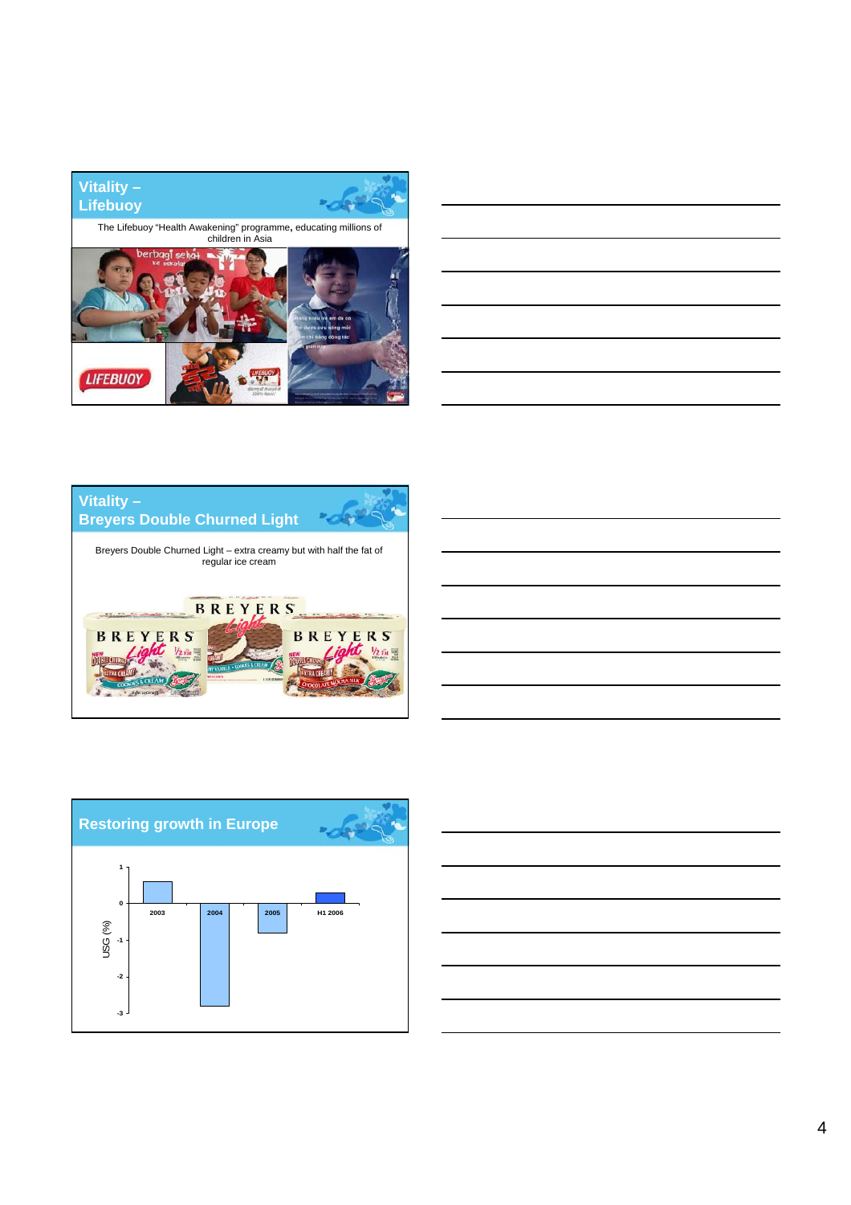## Vitality – Lifebuoy

The Lifebuoy "Health Awakening" programme, educating millions of children in Asia

## Vitality – Breyers Double Churned Light

Breyers Double Churned Light – extra creamy but with half the fat of regular ice cream

## Restoring growth in Europe

USG (%)

2003, 2004, 2005, H1 2006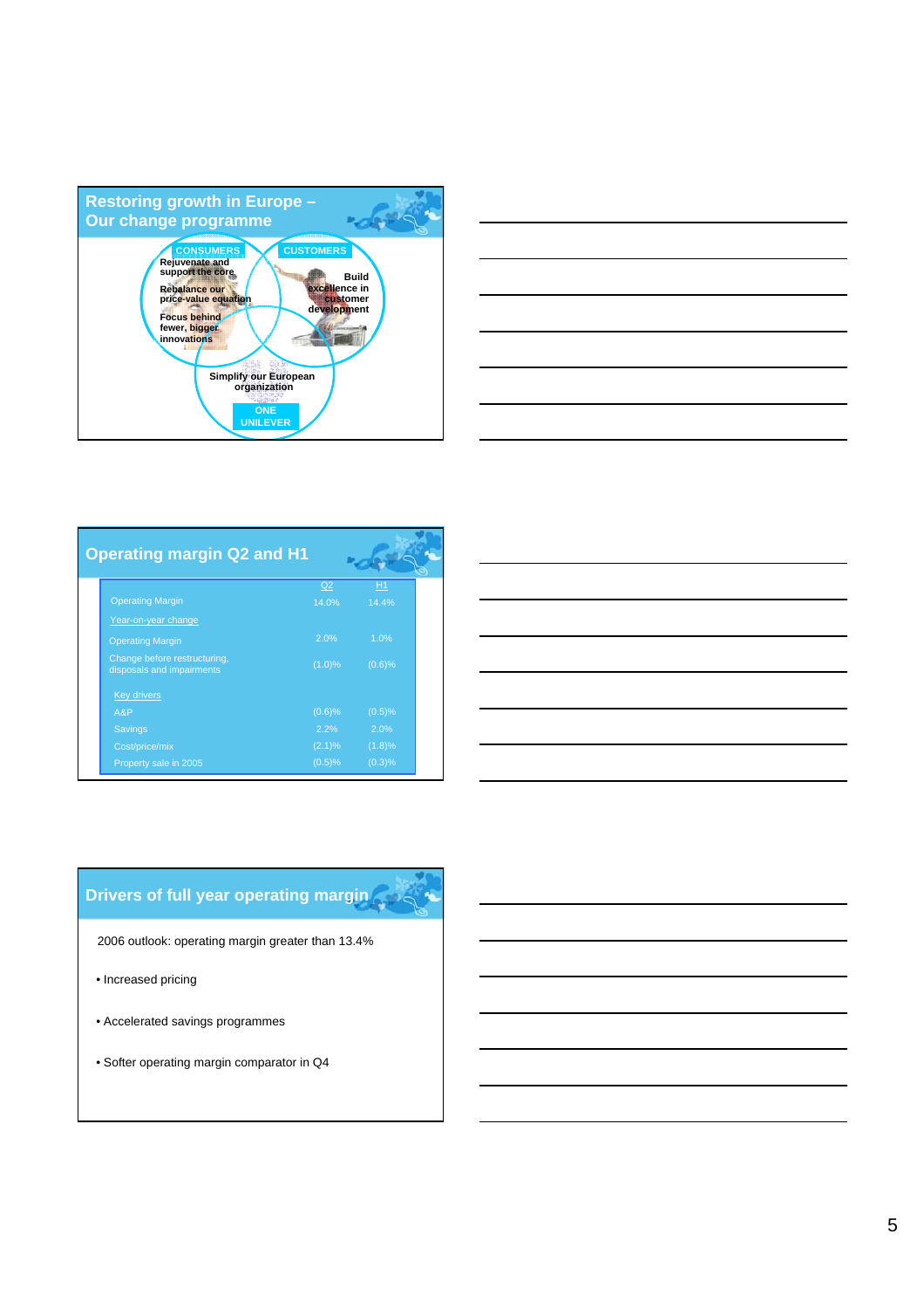## Restoring growth in Europe – Our change programme

**CONSUMERS**
- Rejuvenate and support the core
- Rebalance our price-value equation
- Focus behind fewer, bigger innovations

**CUSTOMERS**
- Build excellence in customer development

Simplify our European organization

**ONE UNILEVER**

## Operating margin Q2 and H1

| | Q2 | H1 |
|---|---|---|
| Operating Margin | 14.0% | 14.4% |
| Year-on-year change | | |
| Operating Margin | 2.0% | 1.0% |
| Change before restructuring, disposals and impairments | (1.0)% | (0.6)% |
| Key drivers | | |
| A&P | (0.6)% | (0.5)% |
| Savings | 2.2% | 2.0% |
| Cost/price/mix | (2.1)% | (1.8)% |
| Property sale in 2005 | (0.5)% | (0.3)% |

## Drivers of full year operating margin

2006 outlook: operating margin greater than 13.4%

- Increased pricing
- Accelerated savings programmes
- Softer operating margin comparator in Q4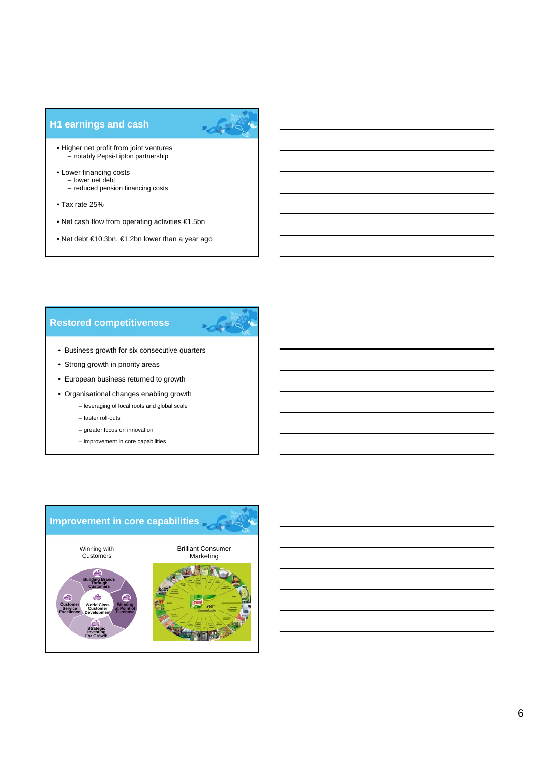## H1 earnings and cash

- Higher net profit from joint ventures
  - notably Pepsi-Lipton partnership
- Lower financing costs
  - lower net debt
  - reduced pension financing costs
- Tax rate 25%
- Net cash flow from operating activities €1.5bn
- Net debt €10.3bn, €1.2bn lower than a year ago

## Restored competitiveness

- Business growth for six consecutive quarters
- Strong growth in priority areas
- European business returned to growth
- Organisational changes enabling growth
  - leveraging of local roots and global scale
  - faster roll-outs
  - greater focus on innovation
  - improvement in core capabilities

## Improvement in core capabilities

Winning with Customers

Building Brands Through Customers

Customer Service Excellence

World Class Customer Development

Winning at Point of Purchase

Strategic Investing For Growth

Brilliant Consumer Marketing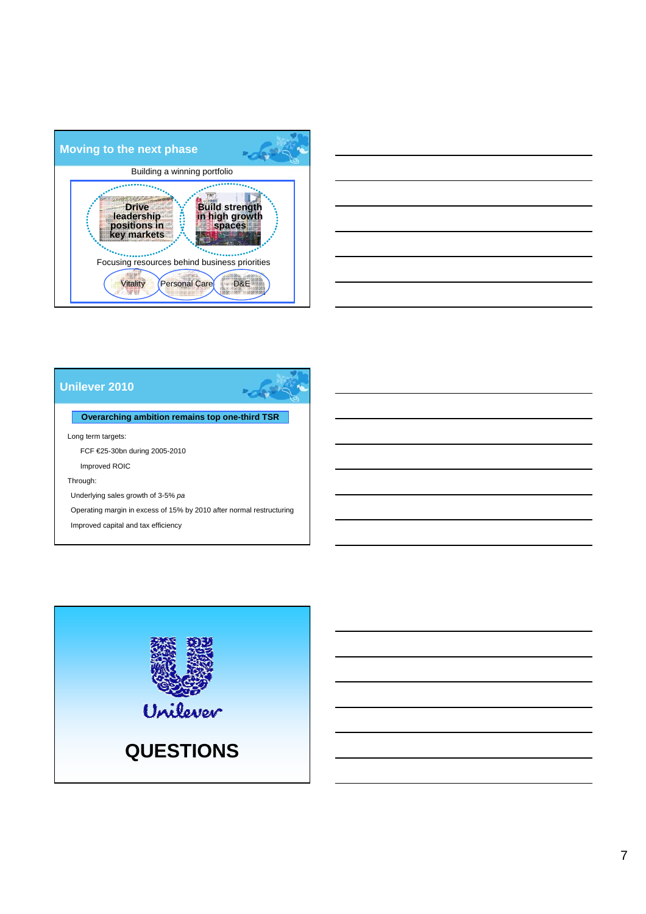## Moving to the next phase

Building a winning portfolio

Drive leadership positions in key markets

Build strength in high growth spaces

Focusing resources behind business priorities

Vitality

Personal Care

D&E

## Unilever 2010

**Overarching ambition remains top one-third TSR**

Long term targets:

- FCF €25-30bn during 2005-2010
- Improved ROIC

Through:

- Underlying sales growth of 3-5% *pa*
- Operating margin in excess of 15% by 2010 after normal restructuring
- Improved capital and tax efficiency

Unilever

# QUESTIONS